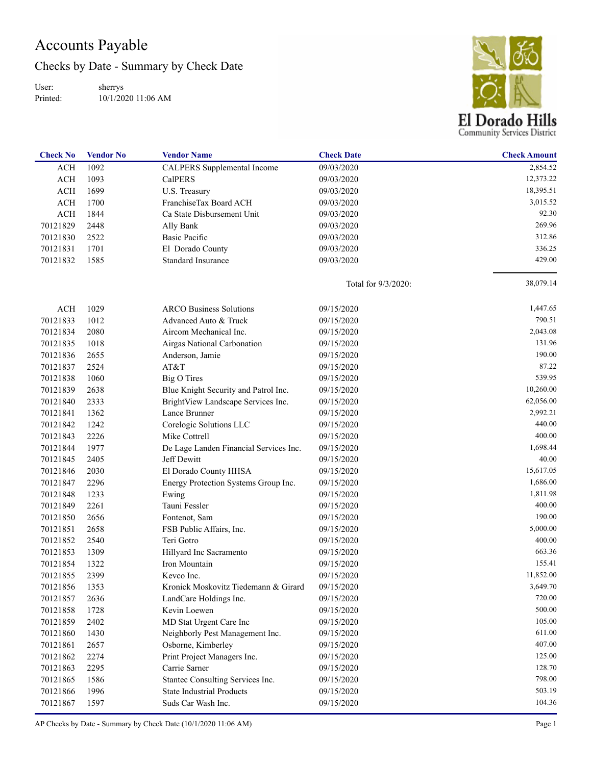# Accounts Payable

## Checks by Date - Summary by Check Date

User: sherrys
Printed: 10/1/2020 11:06 AM

El Dorado Hills Community Services District

| Check No | Vendor No | Vendor Name | Check Date | Check Amount |
|---|---|---|---|---|
| ACH | 1092 | CALPERS Supplemental Income | 09/03/2020 | 2,854.52 |
| ACH | 1093 | CalPERS | 09/03/2020 | 12,373.22 |
| ACH | 1699 | U.S. Treasury | 09/03/2020 | 18,395.51 |
| ACH | 1700 | FranchiseTax Board ACH | 09/03/2020 | 3,015.52 |
| ACH | 1844 | Ca State Disbursement Unit | 09/03/2020 | 92.30 |
| 70121829 | 2448 | Ally Bank | 09/03/2020 | 269.96 |
| 70121830 | 2522 | Basic Pacific | 09/03/2020 | 312.86 |
| 70121831 | 1701 | El Dorado County | 09/03/2020 | 336.25 |
| 70121832 | 1585 | Standard Insurance | 09/03/2020 | 429.00 |
| | | | Total for 9/3/2020: | 38,079.14 |
| ACH | 1029 | ARCO Business Solutions | 09/15/2020 | 1,447.65 |
| 70121833 | 1012 | Advanced Auto & Truck | 09/15/2020 | 790.51 |
| 70121834 | 2080 | Aircom Mechanical Inc. | 09/15/2020 | 2,043.08 |
| 70121835 | 1018 | Airgas National Carbonation | 09/15/2020 | 131.96 |
| 70121836 | 2655 | Anderson, Jamie | 09/15/2020 | 190.00 |
| 70121837 | 2524 | AT&T | 09/15/2020 | 87.22 |
| 70121838 | 1060 | Big O Tires | 09/15/2020 | 539.95 |
| 70121839 | 2638 | Blue Knight Security and Patrol Inc. | 09/15/2020 | 10,260.00 |
| 70121840 | 2333 | BrightView Landscape Services Inc. | 09/15/2020 | 62,056.00 |
| 70121841 | 1362 | Lance Brunner | 09/15/2020 | 2,992.21 |
| 70121842 | 1242 | Corelogic Solutions LLC | 09/15/2020 | 440.00 |
| 70121843 | 2226 | Mike Cottrell | 09/15/2020 | 400.00 |
| 70121844 | 1977 | De Lage Landen Financial Services Inc. | 09/15/2020 | 1,698.44 |
| 70121845 | 2405 | Jeff Dewitt | 09/15/2020 | 40.00 |
| 70121846 | 2030 | El Dorado County HHSA | 09/15/2020 | 15,617.05 |
| 70121847 | 2296 | Energy Protection Systems Group Inc. | 09/15/2020 | 1,686.00 |
| 70121848 | 1233 | Ewing | 09/15/2020 | 1,811.98 |
| 70121849 | 2261 | Tauni Fessler | 09/15/2020 | 400.00 |
| 70121850 | 2656 | Fontenot, Sam | 09/15/2020 | 190.00 |
| 70121851 | 2658 | FSB Public Affairs, Inc. | 09/15/2020 | 5,000.00 |
| 70121852 | 2540 | Teri Gotro | 09/15/2020 | 400.00 |
| 70121853 | 1309 | Hillyard Inc Sacramento | 09/15/2020 | 663.36 |
| 70121854 | 1322 | Iron Mountain | 09/15/2020 | 155.41 |
| 70121855 | 2399 | Kevco Inc. | 09/15/2020 | 11,852.00 |
| 70121856 | 1353 | Kronick Moskovitz Tiedemann & Girard | 09/15/2020 | 3,649.70 |
| 70121857 | 2636 | LandCare Holdings Inc. | 09/15/2020 | 720.00 |
| 70121858 | 1728 | Kevin Loewen | 09/15/2020 | 500.00 |
| 70121859 | 2402 | MD Stat Urgent Care Inc | 09/15/2020 | 105.00 |
| 70121860 | 1430 | Neighborly Pest Management Inc. | 09/15/2020 | 611.00 |
| 70121861 | 2657 | Osborne, Kimberley | 09/15/2020 | 407.00 |
| 70121862 | 2274 | Print Project Managers Inc. | 09/15/2020 | 125.00 |
| 70121863 | 2295 | Carrie Sarner | 09/15/2020 | 128.70 |
| 70121865 | 1586 | Stantec Consulting Services Inc. | 09/15/2020 | 798.00 |
| 70121866 | 1996 | State Industrial Products | 09/15/2020 | 503.19 |
| 70121867 | 1597 | Suds Car Wash Inc. | 09/15/2020 | 104.36 |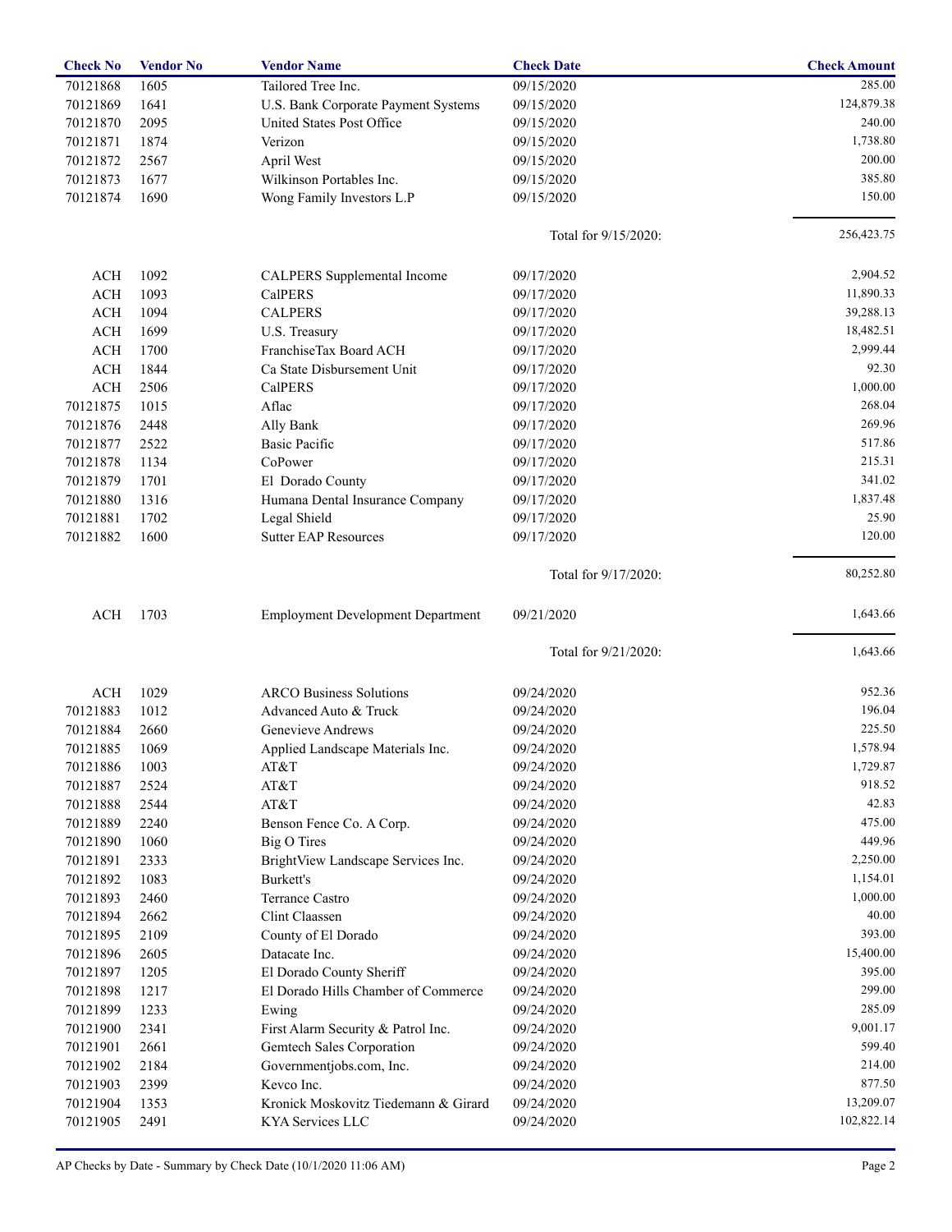| Check No | Vendor No | Vendor Name | Check Date | Check Amount |
|---|---|---|---|---|
| 70121868 | 1605 | Tailored Tree Inc. | 09/15/2020 | 285.00 |
| 70121869 | 1641 | U.S. Bank Corporate Payment Systems | 09/15/2020 | 124,879.38 |
| 70121870 | 2095 | United States Post Office | 09/15/2020 | 240.00 |
| 70121871 | 1874 | Verizon | 09/15/2020 | 1,738.80 |
| 70121872 | 2567 | April West | 09/15/2020 | 200.00 |
| 70121873 | 1677 | Wilkinson Portables Inc. | 09/15/2020 | 385.80 |
| 70121874 | 1690 | Wong Family Investors L.P | 09/15/2020 | 150.00 |
| | | | Total for 9/15/2020: | 256,423.75 |
| ACH | 1092 | CALPERS Supplemental Income | 09/17/2020 | 2,904.52 |
| ACH | 1093 | CalPERS | 09/17/2020 | 11,890.33 |
| ACH | 1094 | CALPERS | 09/17/2020 | 39,288.13 |
| ACH | 1699 | U.S. Treasury | 09/17/2020 | 18,482.51 |
| ACH | 1700 | FranchiseTax Board ACH | 09/17/2020 | 2,999.44 |
| ACH | 1844 | Ca State Disbursement Unit | 09/17/2020 | 92.30 |
| ACH | 2506 | CalPERS | 09/17/2020 | 1,000.00 |
| 70121875 | 1015 | Aflac | 09/17/2020 | 268.04 |
| 70121876 | 2448 | Ally Bank | 09/17/2020 | 269.96 |
| 70121877 | 2522 | Basic Pacific | 09/17/2020 | 517.86 |
| 70121878 | 1134 | CoPower | 09/17/2020 | 215.31 |
| 70121879 | 1701 | El Dorado County | 09/17/2020 | 341.02 |
| 70121880 | 1316 | Humana Dental Insurance Company | 09/17/2020 | 1,837.48 |
| 70121881 | 1702 | Legal Shield | 09/17/2020 | 25.90 |
| 70121882 | 1600 | Sutter EAP Resources | 09/17/2020 | 120.00 |
| | | | Total for 9/17/2020: | 80,252.80 |
| ACH | 1703 | Employment Development Department | 09/21/2020 | 1,643.66 |
| | | | Total for 9/21/2020: | 1,643.66 |
| ACH | 1029 | ARCO Business Solutions | 09/24/2020 | 952.36 |
| 70121883 | 1012 | Advanced Auto & Truck | 09/24/2020 | 196.04 |
| 70121884 | 2660 | Genevieve Andrews | 09/24/2020 | 225.50 |
| 70121885 | 1069 | Applied Landscape Materials Inc. | 09/24/2020 | 1,578.94 |
| 70121886 | 1003 | AT&T | 09/24/2020 | 1,729.87 |
| 70121887 | 2524 | AT&T | 09/24/2020 | 918.52 |
| 70121888 | 2544 | AT&T | 09/24/2020 | 42.83 |
| 70121889 | 2240 | Benson Fence Co. A Corp. | 09/24/2020 | 475.00 |
| 70121890 | 1060 | Big O Tires | 09/24/2020 | 449.96 |
| 70121891 | 2333 | BrightView Landscape Services Inc. | 09/24/2020 | 2,250.00 |
| 70121892 | 1083 | Burkett's | 09/24/2020 | 1,154.01 |
| 70121893 | 2460 | Terrance Castro | 09/24/2020 | 1,000.00 |
| 70121894 | 2662 | Clint Claassen | 09/24/2020 | 40.00 |
| 70121895 | 2109 | County of El Dorado | 09/24/2020 | 393.00 |
| 70121896 | 2605 | Datacate Inc. | 09/24/2020 | 15,400.00 |
| 70121897 | 1205 | El Dorado County Sheriff | 09/24/2020 | 395.00 |
| 70121898 | 1217 | El Dorado Hills Chamber of Commerce | 09/24/2020 | 299.00 |
| 70121899 | 1233 | Ewing | 09/24/2020 | 285.09 |
| 70121900 | 2341 | First Alarm Security & Patrol Inc. | 09/24/2020 | 9,001.17 |
| 70121901 | 2661 | Gemtech Sales Corporation | 09/24/2020 | 599.40 |
| 70121902 | 2184 | Governmentjobs.com, Inc. | 09/24/2020 | 214.00 |
| 70121903 | 2399 | Kevco Inc. | 09/24/2020 | 877.50 |
| 70121904 | 1353 | Kronick Moskovitz Tiedemann & Girard | 09/24/2020 | 13,209.07 |
| 70121905 | 2491 | KYA Services LLC | 09/24/2020 | 102,822.14 |

AP Checks by Date - Summary by Check Date (10/1/2020 11:06 AM)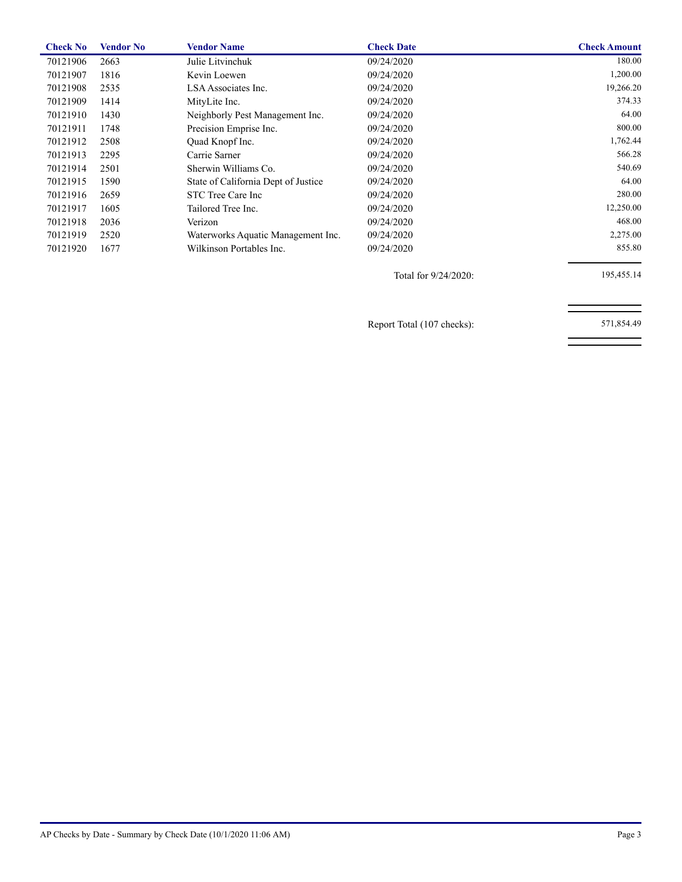| Check No | Vendor No | Vendor Name | Check Date | Check Amount |
|---|---|---|---|---|
| 70121906 | 2663 | Julie Litvinchuk | 09/24/2020 | 180.00 |
| 70121907 | 1816 | Kevin Loewen | 09/24/2020 | 1,200.00 |
| 70121908 | 2535 | LSA Associates Inc. | 09/24/2020 | 19,266.20 |
| 70121909 | 1414 | MityLite Inc. | 09/24/2020 | 374.33 |
| 70121910 | 1430 | Neighborly Pest Management Inc. | 09/24/2020 | 64.00 |
| 70121911 | 1748 | Precision Emprise Inc. | 09/24/2020 | 800.00 |
| 70121912 | 2508 | Quad Knopf Inc. | 09/24/2020 | 1,762.44 |
| 70121913 | 2295 | Carrie Sarner | 09/24/2020 | 566.28 |
| 70121914 | 2501 | Sherwin Williams Co. | 09/24/2020 | 540.69 |
| 70121915 | 1590 | State of California Dept of Justice | 09/24/2020 | 64.00 |
| 70121916 | 2659 | STC Tree Care Inc | 09/24/2020 | 280.00 |
| 70121917 | 1605 | Tailored Tree Inc. | 09/24/2020 | 12,250.00 |
| 70121918 | 2036 | Verizon | 09/24/2020 | 468.00 |
| 70121919 | 2520 | Waterworks Aquatic Management Inc. | 09/24/2020 | 2,275.00 |
| 70121920 | 1677 | Wilkinson Portables Inc. | 09/24/2020 | 855.80 |
| | | | Total for 9/24/2020: | 195,455.14 |
| | | | Report Total (107 checks): | 571,854.49 |